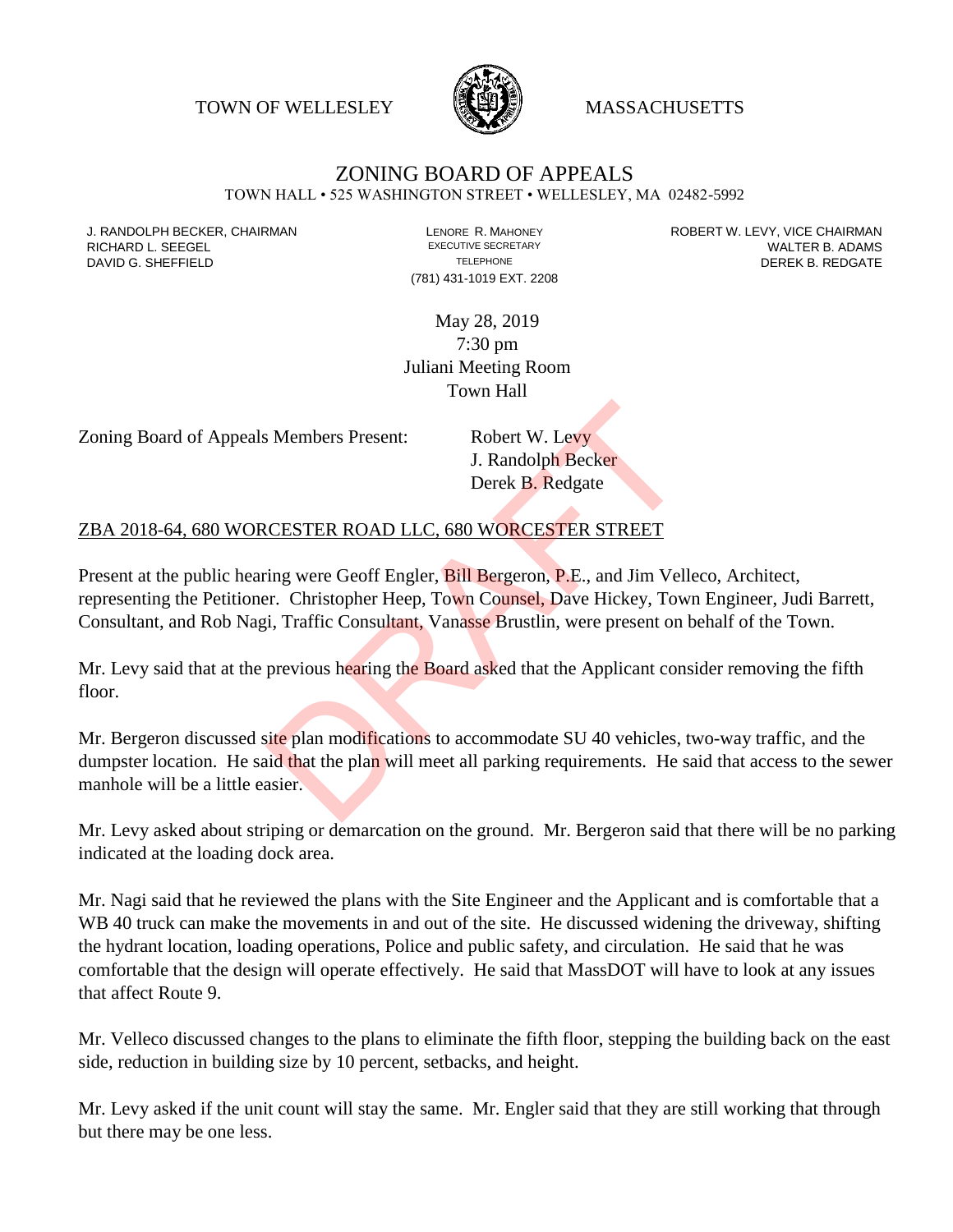TOWN OF WELLESLEY MASSACHUSETTS

# ZONING BOARD OF APPEALS

TOWN HALL • 525 WASHINGTON STREET • WELLESLEY, MA 02482-5992

J. RANDOLPH BECKER, CHAIRMAN
RICHARD L. SEEGEL
DAVID G. SHEFFIELD

LENORE R. MAHONEY
EXECUTIVE SECRETARY
TELEPHONE
(781) 431-1019 EXT. 2208

ROBERT W. LEVY, VICE CHAIRMAN
WALTER B. ADAMS
DEREK B. REDGATE

May 28, 2019
7:30 pm
Juliani Meeting Room
Town Hall

Zoning Board of Appeals Members Present: Robert W. Levy
J. Randolph Becker
Derek B. Redgate

DRAFT

ZBA 2018-64, 680 WORCESTER ROAD LLC, 680 WORCESTER STREET

Present at the public hearing were Geoff Engler, Bill Bergeron, P.E., and Jim Velleco, Architect, representing the Petitioner. Christopher Heep, Town Counsel, Dave Hickey, Town Engineer, Judi Barrett, Consultant, and Rob Nagi, Traffic Consultant, Vanasse Brustlin, were present on behalf of the Town.

Mr. Levy said that at the previous hearing the Board asked that the Applicant consider removing the fifth floor.

Mr. Bergeron discussed site plan modifications to accommodate SU 40 vehicles, two-way traffic, and the dumpster location. He said that the plan will meet all parking requirements. He said that access to the sewer manhole will be a little easier.

Mr. Levy asked about striping or demarcation on the ground. Mr. Bergeron said that there will be no parking indicated at the loading dock area.

Mr. Nagi said that he reviewed the plans with the Site Engineer and the Applicant and is comfortable that a WB 40 truck can make the movements in and out of the site. He discussed widening the driveway, shifting the hydrant location, loading operations, Police and public safety, and circulation. He said that he was comfortable that the design will operate effectively. He said that MassDOT will have to look at any issues that affect Route 9.

Mr. Velleco discussed changes to the plans to eliminate the fifth floor, stepping the building back on the east side, reduction in building size by 10 percent, setbacks, and height.

Mr. Levy asked if the unit count will stay the same. Mr. Engler said that they are still working that through but there may be one less.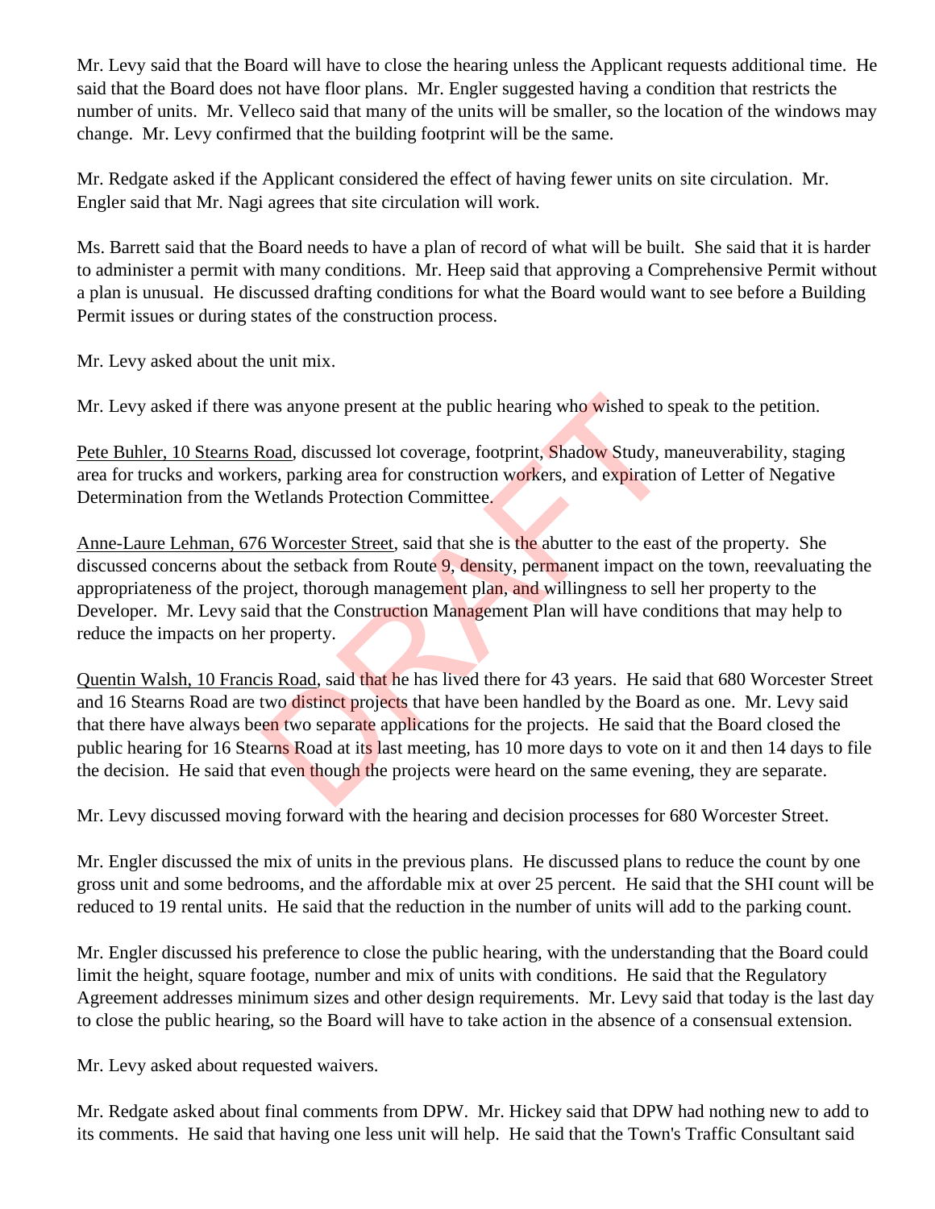Mr. Levy said that the Board will have to close the hearing unless the Applicant requests additional time. He said that the Board does not have floor plans. Mr. Engler suggested having a condition that restricts the number of units. Mr. Velleco said that many of the units will be smaller, so the location of the windows may change. Mr. Levy confirmed that the building footprint will be the same.

Mr. Redgate asked if the Applicant considered the effect of having fewer units on site circulation. Mr. Engler said that Mr. Nagi agrees that site circulation will work.

Ms. Barrett said that the Board needs to have a plan of record of what will be built. She said that it is harder to administer a permit with many conditions. Mr. Heep said that approving a Comprehensive Permit without a plan is unusual. He discussed drafting conditions for what the Board would want to see before a Building Permit issues or during states of the construction process.

Mr. Levy asked about the unit mix.

Mr. Levy asked if there was anyone present at the public hearing who wished to speak to the petition.

Pete Buhler, 10 Stearns Road, discussed lot coverage, footprint, Shadow Study, maneuverability, staging area for trucks and workers, parking area for construction workers, and expiration of Letter of Negative Determination from the Wetlands Protection Committee.

Anne-Laure Lehman, 676 Worcester Street, said that she is the abutter to the east of the property. She discussed concerns about the setback from Route 9, density, permanent impact on the town, reevaluating the appropriateness of the project, thorough management plan, and willingness to sell her property to the Developer. Mr. Levy said that the Construction Management Plan will have conditions that may help to reduce the impacts on her property.

Quentin Walsh, 10 Francis Road, said that he has lived there for 43 years. He said that 680 Worcester Street and 16 Stearns Road are two distinct projects that have been handled by the Board as one. Mr. Levy said that there have always been two separate applications for the projects. He said that the Board closed the public hearing for 16 Stearns Road at its last meeting, has 10 more days to vote on it and then 14 days to file the decision. He said that even though the projects were heard on the same evening, they are separate.

Mr. Levy discussed moving forward with the hearing and decision processes for 680 Worcester Street.

Mr. Engler discussed the mix of units in the previous plans. He discussed plans to reduce the count by one gross unit and some bedrooms, and the affordable mix at over 25 percent. He said that the SHI count will be reduced to 19 rental units. He said that the reduction in the number of units will add to the parking count.

Mr. Engler discussed his preference to close the public hearing, with the understanding that the Board could limit the height, square footage, number and mix of units with conditions. He said that the Regulatory Agreement addresses minimum sizes and other design requirements. Mr. Levy said that today is the last day to close the public hearing, so the Board will have to take action in the absence of a consensual extension.

Mr. Levy asked about requested waivers.

Mr. Redgate asked about final comments from DPW. Mr. Hickey said that DPW had nothing new to add to its comments. He said that having one less unit will help. He said that the Town's Traffic Consultant said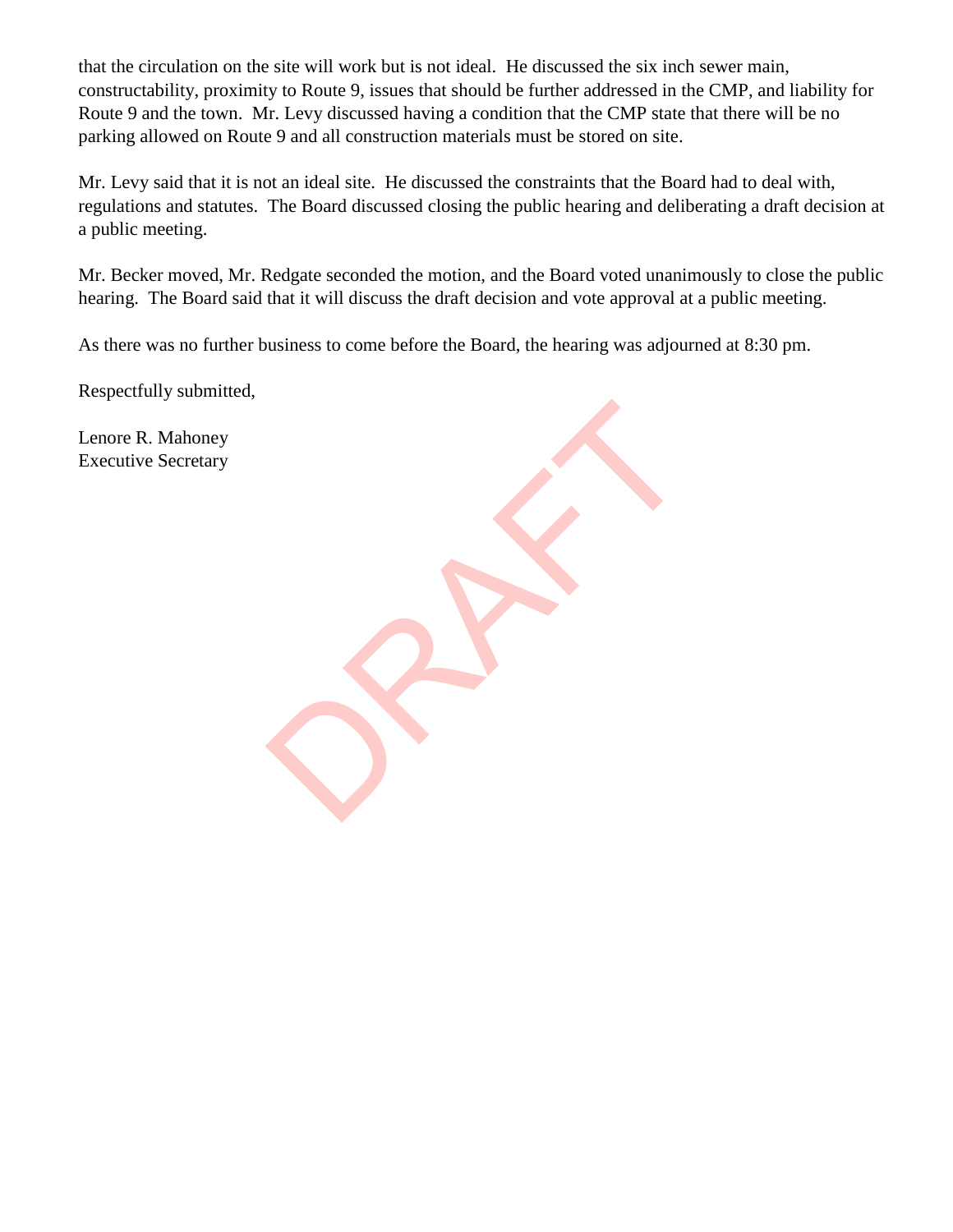that the circulation on the site will work but is not ideal. He discussed the six inch sewer main, constructability, proximity to Route 9, issues that should be further addressed in the CMP, and liability for Route 9 and the town. Mr. Levy discussed having a condition that the CMP state that there will be no parking allowed on Route 9 and all construction materials must be stored on site.

Mr. Levy said that it is not an ideal site. He discussed the constraints that the Board had to deal with, regulations and statutes. The Board discussed closing the public hearing and deliberating a draft decision at a public meeting.

Mr. Becker moved, Mr. Redgate seconded the motion, and the Board voted unanimously to close the public hearing. The Board said that it will discuss the draft decision and vote approval at a public meeting.

As there was no further business to come before the Board, the hearing was adjourned at 8:30 pm.

Respectfully submitted,

Lenore R. Mahoney
Executive Secretary

DRAFT